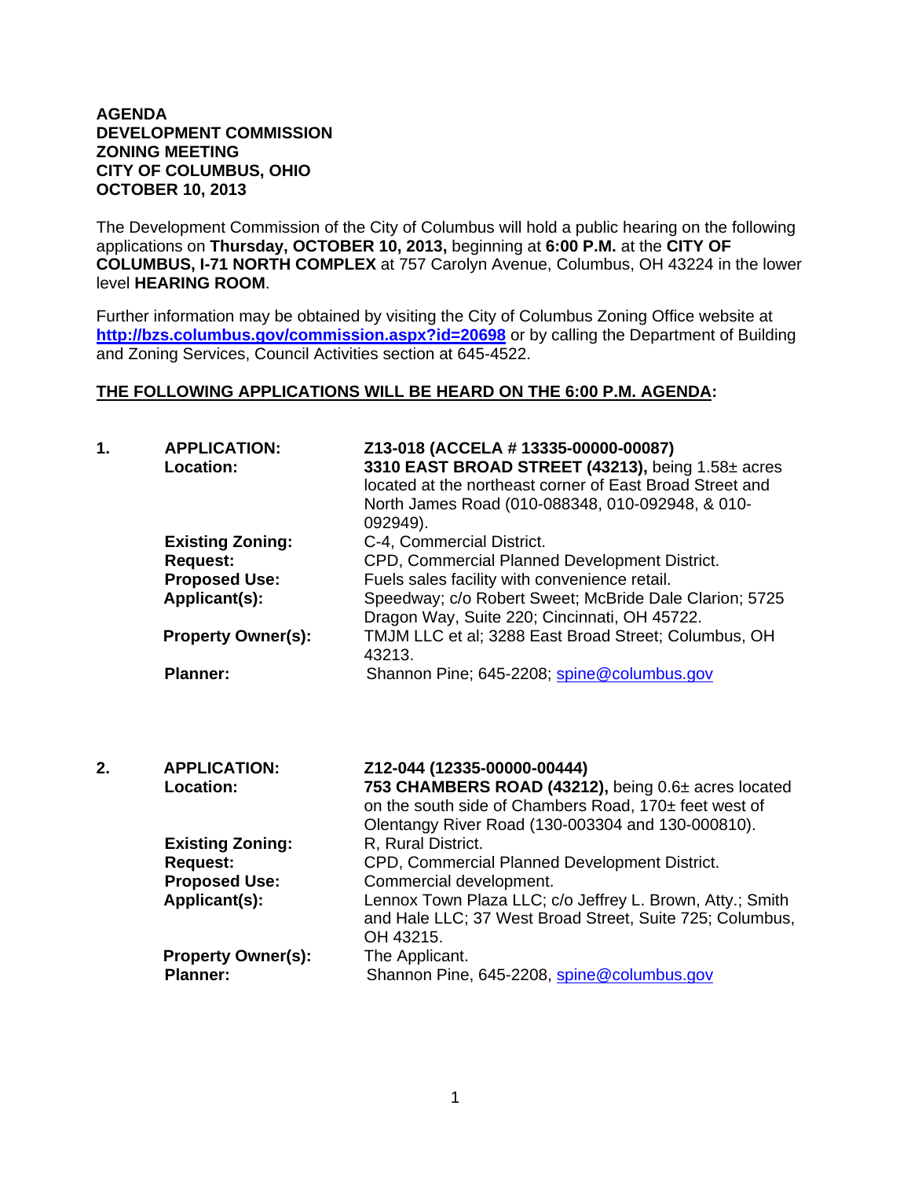**AGENDA**
**DEVELOPMENT COMMISSION**
**ZONING MEETING**
**CITY OF COLUMBUS, OHIO**
**OCTOBER 10, 2013**

The Development Commission of the City of Columbus will hold a public hearing on the following applications on **Thursday, OCTOBER 10, 2013,** beginning at **6:00 P.M.** at the **CITY OF COLUMBUS, I-71 NORTH COMPLEX** at 757 Carolyn Avenue, Columbus, OH 43224 in the lower level **HEARING ROOM**.

Further information may be obtained by visiting the City of Columbus Zoning Office website at **http://bzs.columbus.gov/commission.aspx?id=20698** or by calling the Department of Building and Zoning Services, Council Activities section at 645-4522.

**THE FOLLOWING APPLICATIONS WILL BE HEARD ON THE 6:00 P.M. AGENDA:**

**1.** **APPLICATION:** **Z13-018 (ACCELA # 13335-00000-00087)**
**Location:** **3310 EAST BROAD STREET (43213),** being 1.58± acres located at the northeast corner of East Broad Street and North James Road (010-088348, 010-092948, & 010-092949).
**Existing Zoning:** C-4, Commercial District.
**Request:** CPD, Commercial Planned Development District.
**Proposed Use:** Fuels sales facility with convenience retail.
**Applicant(s):** Speedway; c/o Robert Sweet; McBride Dale Clarion; 5725 Dragon Way, Suite 220; Cincinnati, OH 45722.
**Property Owner(s):** TMJM LLC et al; 3288 East Broad Street; Columbus, OH 43213.
**Planner:** Shannon Pine; 645-2208; spine@columbus.gov

**2.** **APPLICATION:** **Z12-044 (12335-00000-00444)**
**Location:** **753 CHAMBERS ROAD (43212),** being 0.6± acres located on the south side of Chambers Road, 170± feet west of Olentangy River Road (130-003304 and 130-000810).
**Existing Zoning:** R, Rural District.
**Request:** CPD, Commercial Planned Development District.
**Proposed Use:** Commercial development.
**Applicant(s):** Lennox Town Plaza LLC; c/o Jeffrey L. Brown, Atty.; Smith and Hale LLC; 37 West Broad Street, Suite 725; Columbus, OH 43215.
**Property Owner(s):** The Applicant.
**Planner:** Shannon Pine, 645-2208, spine@columbus.gov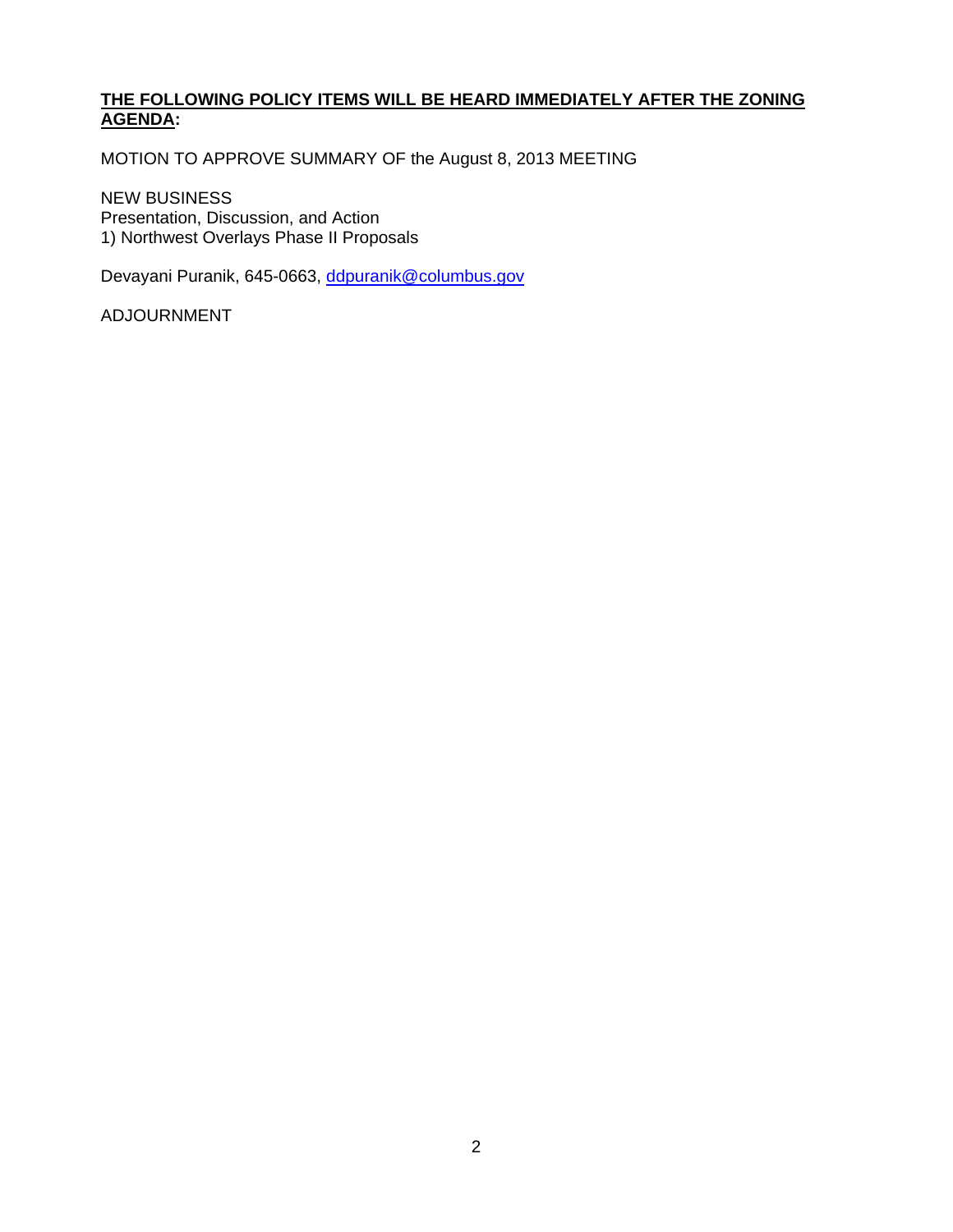**THE FOLLOWING POLICY ITEMS WILL BE HEARD IMMEDIATELY AFTER THE ZONING AGENDA:**

MOTION TO APPROVE SUMMARY OF the August 8, 2013 MEETING

NEW BUSINESS
Presentation, Discussion, and Action
1) Northwest Overlays Phase II Proposals

Devayani Puranik, 645-0663, ddpuranik@columbus.gov

ADJOURNMENT